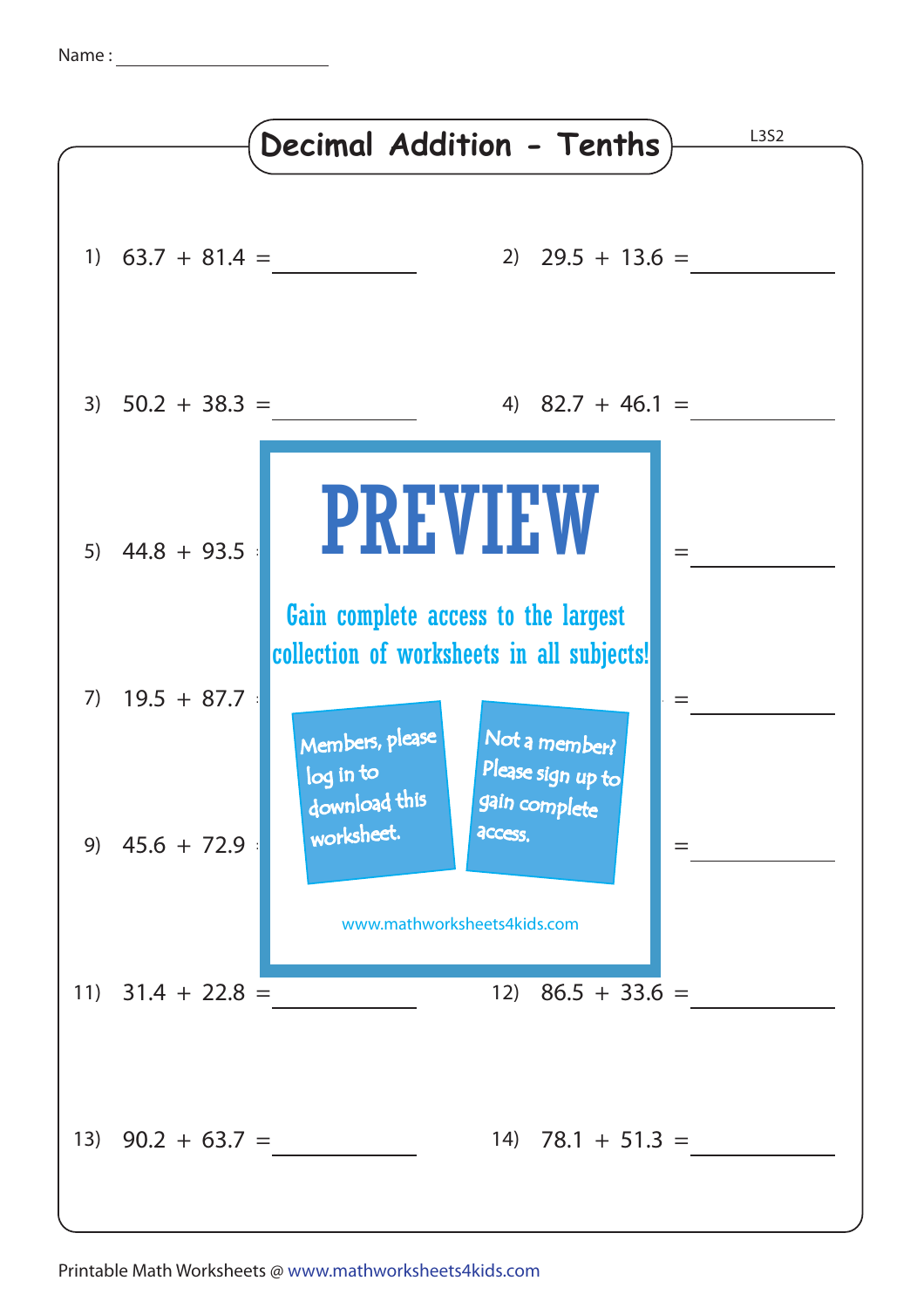Name : ____________________

# Decimal Addition - Tenths

L3S2

1) 63.7 + 81.4 = __________

2) 29.5 + 13.6 = __________

3) 50.2 + 38.3 = __________

4) 82.7 + 46.1 = __________

5) 44.8 + 93.5 = __________

6) = __________

7) 19.5 + 87.7 = __________

8) = __________

9) 45.6 + 72.9 = __________

10) = __________

PREVIEW

Gain complete access to the largest collection of worksheets in all subjects!

Members, please log in to download this worksheet.

Not a member? Please sign up to gain complete access.

www.mathworksheets4kids.com

11) 31.4 + 22.8 = __________

12) 86.5 + 33.6 = __________

13) 90.2 + 63.7 = __________

14) 78.1 + 51.3 = __________

Printable Math Worksheets @ www.mathworksheets4kids.com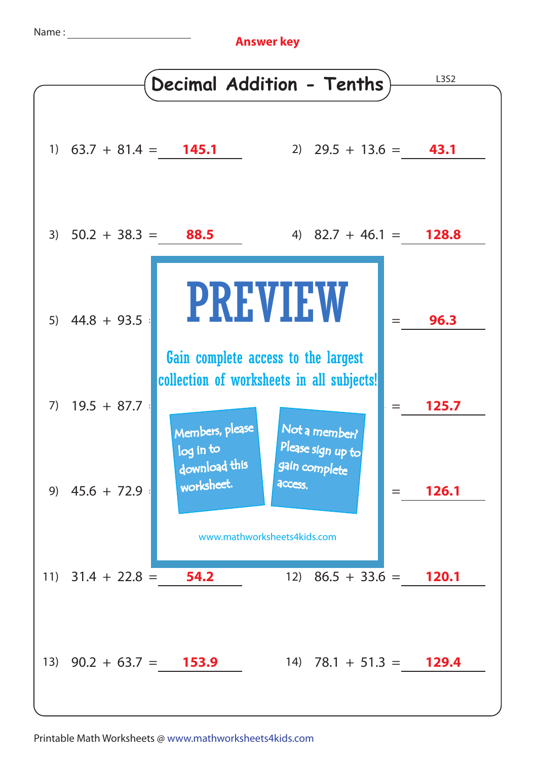Name : ____________________

**Answer key**

# Decimal Addition - Tenths

L3S2

1) $63.7 + 81.4 =$ **145.1**

2) $29.5 + 13.6 =$ **43.1**

3) $50.2 + 38.3 =$ **88.5**

4) $82.7 + 46.1 =$ **128.8**

5) $44.8 + 93.5$

= **96.3**

PREVIEW

Gain complete access to the largest collection of worksheets in all subjects!

Members, please log in to download this worksheet.

Not a member? Please sign up to gain complete access.

www.mathworksheets4kids.com

7) $19.5 + 87.7$

= **125.7**

9) $45.6 + 72.9$

= **126.1**

11) $31.4 + 22.8 =$ **54.2**

12) $86.5 + 33.6 =$ **120.1**

13) $90.2 + 63.7 =$ **153.9**

14) $78.1 + 51.3 =$ **129.4**

Printable Math Worksheets @ www.mathworksheets4kids.com